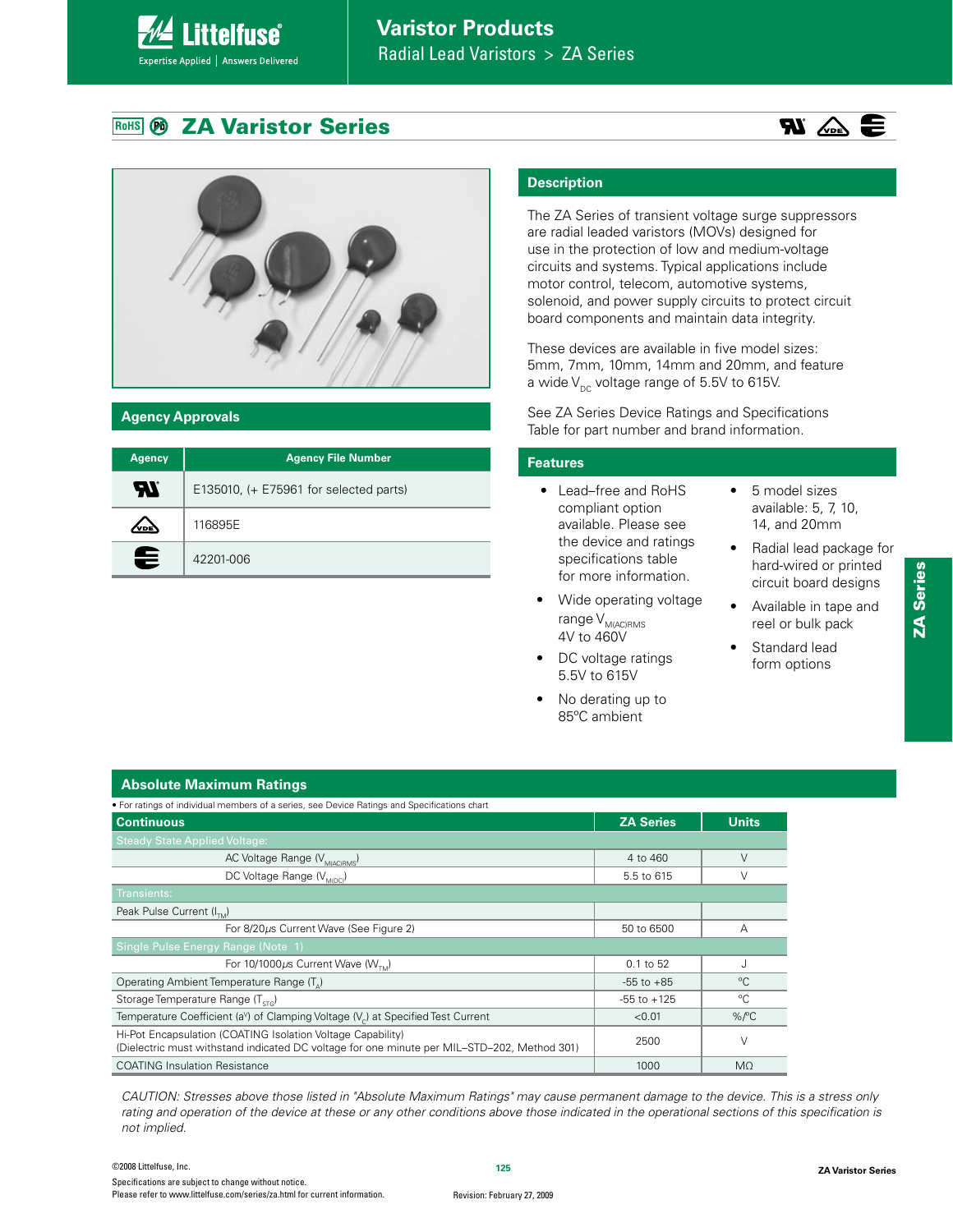# ZA Varistor Series

## Agency Approvals

| Agency | Agency File Number |
|---|---|
| UL | E135010, (+ E75961 for selected parts) |
| VDE | 116895E |
| CSA | 42201-006 |

## Description

The ZA Series of transient voltage surge suppressors are radial leaded varistors (MOVs) designed for use in the protection of low and medium-voltage circuits and systems. Typical applications include motor control, telecom, automotive systems, solenoid, and power supply circuits to protect circuit board components and maintain data integrity.

These devices are available in five model sizes: 5mm, 7mm, 10mm, 14mm and 20mm, and feature a wide $V_{DC}$ voltage range of 5.5V to 615V.

See ZA Series Device Ratings and Specifications Table for part number and brand information.

## Features

- Lead–free and RoHS compliant option available. Please see the device and ratings specifications table for more information.
- Wide operating voltage range $V_{M(AC)RMS}$ 4V to 460V
- DC voltage ratings 5.5V to 615V
- No derating up to 85°C ambient
- 5 model sizes available: 5, 7, 10, 14, and 20mm
- Radial lead package for hard-wired or printed circuit board designs
- Available in tape and reel or bulk pack
- Standard lead form options

## Absolute Maximum Ratings

• For ratings of individual members of a series, see Device Ratings and Specifications chart

| Continuous | ZA Series | Units |
|---|---|---|
| Steady State Applied Voltage: | | |
| AC Voltage Range ($V_{M(AC)RMS}$) | 4 to 460 | V |
| DC Voltage Range ($V_{M(DC)}$) | 5.5 to 615 | V |
| Transients: | | |
| Peak Pulse Current ($I_{TM}$) | | |
| For 8/20µs Current Wave (See Figure 2) | 50 to 6500 | A |
| Single Pulse Energy Range (Note 1) | | |
| For 10/1000µs Current Wave ($W_{TM}$) | 0.1 to 52 | J |
| Operating Ambient Temperature Range ($T_A$) | -55 to +85 | °C |
| Storage Temperature Range ($T_{STG}$) | -55 to +125 | °C |
| Temperature Coefficient ($a^V$) of Clamping Voltage ($V_C$) at Specified Test Current | <0.01 | %/°C |
| Hi-Pot Encapsulation (COATING Isolation Voltage Capability) (Dielectric must withstand indicated DC voltage for one minute per MIL–STD–202, Method 301) | 2500 | V |
| COATING Insulation Resistance | 1000 | MΩ |

*CAUTION: Stresses above those listed in "Absolute Maximum Ratings" may cause permanent damage to the device. This is a stress only rating and operation of the device at these or any other conditions above those indicated in the operational sections of this specification is not implied.*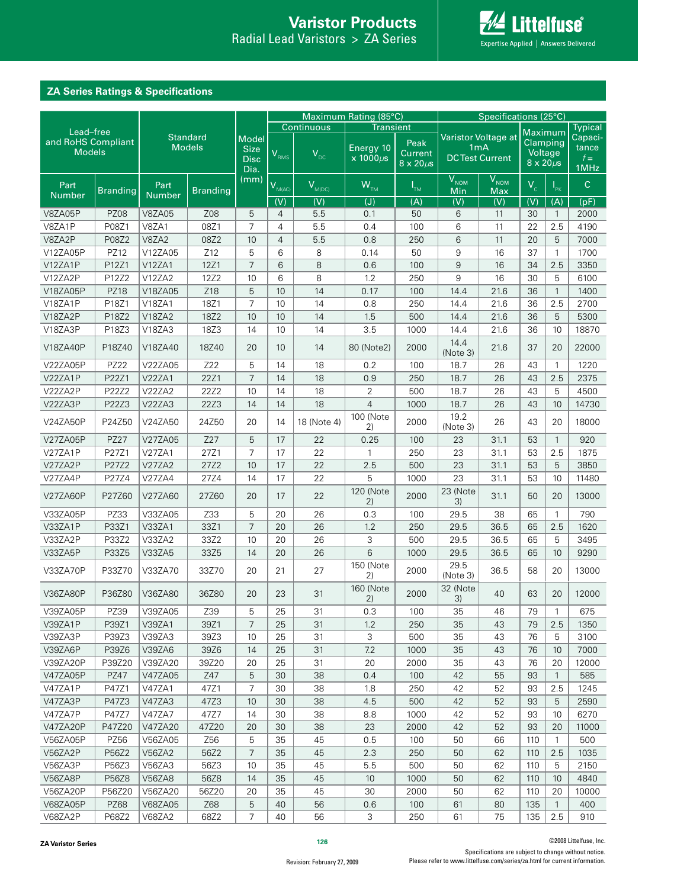## ZA Series Ratings & Specifications

| Lead–free and RoHS Compliant Models | | Standard Models | | Model Size Disc Dia. (mm) | Maximum Rating (85°C) | | | | Specifications (25°C) | | | | |
|---|---|---|---|---|---|---|---|---|---|---|---|---|---|
| | | | | | Continuous | | Transient | | Varistor Voltage at 1mA DC Test Current | | Maximum Clamping Voltage 8 x 20µs | | Typical Capacitance f = 1MHz |
| | | | | | $V_{RMS}$ | $V_{DC}$ | Energy 10 x 1000µs | Peak Current 8 x 20µs | | | | | |
| Part Number | Branding | Part Number | Branding | | $V_{M(AC)}$ | $V_{M(DC)}$ | $W_{TM}$ | $I_{TM}$ | $V_{NOM}$ Min | $V_{NOM}$ Max | $V_C$ | $I_{PK}$ | C |
| | | | | | (V) | (V) | (J) | (A) | (V) | (V) | (V) | (A) | (pF) |
| V8ZA05P | PZ08 | V8ZA05 | Z08 | 5 | 4 | 5.5 | 0.1 | 50 | 6 | 11 | 30 | 1 | 2000 |
| V8ZA1P | P08Z1 | V8ZA1 | 08Z1 | 7 | 4 | 5.5 | 0.4 | 100 | 6 | 11 | 22 | 2.5 | 4190 |
| V8ZA2P | P08Z2 | V8ZA2 | 08Z2 | 10 | 4 | 5.5 | 0.8 | 250 | 6 | 11 | 20 | 5 | 7000 |
| V12ZA05P | PZ12 | V12ZA05 | Z12 | 5 | 6 | 8 | 0.14 | 50 | 9 | 16 | 37 | 1 | 1700 |
| V12ZA1P | P12Z1 | V12ZA1 | 12Z1 | 7 | 6 | 8 | 0.6 | 100 | 9 | 16 | 34 | 2.5 | 3350 |
| V12ZA2P | P12Z2 | V12ZA2 | 12Z2 | 10 | 6 | 8 | 1.2 | 250 | 9 | 16 | 30 | 5 | 6100 |
| V18ZA05P | PZ18 | V18ZA05 | Z18 | 5 | 10 | 14 | 0.17 | 100 | 14.4 | 21.6 | 36 | 1 | 1400 |
| V18ZA1P | P18Z1 | V18ZA1 | 18Z1 | 7 | 10 | 14 | 0.8 | 250 | 14.4 | 21.6 | 36 | 2.5 | 2700 |
| V18ZA2P | P18Z2 | V18ZA2 | 18Z2 | 10 | 10 | 14 | 1.5 | 500 | 14.4 | 21.6 | 36 | 5 | 5300 |
| V18ZA3P | P18Z3 | V18ZA3 | 18Z3 | 14 | 10 | 14 | 3.5 | 1000 | 14.4 | 21.6 | 36 | 10 | 18870 |
| V18ZA40P | P18Z40 | V18ZA40 | 18Z40 | 20 | 10 | 14 | 80 (Note2) | 2000 | 14.4 (Note 3) | 21.6 | 37 | 20 | 22000 |
| V22ZA05P | PZ22 | V22ZA05 | Z22 | 5 | 14 | 18 | 0.2 | 100 | 18.7 | 26 | 43 | 1 | 1220 |
| V22ZA1P | P22Z1 | V22ZA1 | 22Z1 | 7 | 14 | 18 | 0.9 | 250 | 18.7 | 26 | 43 | 2.5 | 2375 |
| V22ZA2P | P22Z2 | V22ZA2 | 22Z2 | 10 | 14 | 18 | 2 | 500 | 18.7 | 26 | 43 | 5 | 4500 |
| V22ZA3P | P22Z3 | V22ZA3 | 22Z3 | 14 | 14 | 18 | 4 | 1000 | 18.7 | 26 | 43 | 10 | 14730 |
| V24ZA50P | P24Z50 | V24ZA50 | 24Z50 | 20 | 14 | 18 (Note 4) | 100 (Note 2) | 2000 | 19.2 (Note 3) | 26 | 43 | 20 | 18000 |
| V27ZA05P | PZ27 | V27ZA05 | Z27 | 5 | 17 | 22 | 0.25 | 100 | 23 | 31.1 | 53 | 1 | 920 |
| V27ZA1P | P27Z1 | V27ZA1 | 27Z1 | 7 | 17 | 22 | 1 | 250 | 23 | 31.1 | 53 | 2.5 | 1875 |
| V27ZA2P | P27Z2 | V27ZA2 | 27Z2 | 10 | 17 | 22 | 2.5 | 500 | 23 | 31.1 | 53 | 5 | 3850 |
| V27ZA4P | P27Z4 | V27ZA4 | 27Z4 | 14 | 17 | 22 | 5 | 1000 | 23 | 31.1 | 53 | 10 | 11480 |
| V27ZA60P | P27Z60 | V27ZA60 | 27Z60 | 20 | 17 | 22 | 120 (Note 2) | 2000 | 23 (Note 3) | 31.1 | 50 | 20 | 13000 |
| V33ZA05P | PZ33 | V33ZA05 | Z33 | 5 | 20 | 26 | 0.3 | 100 | 29.5 | 38 | 65 | 1 | 790 |
| V33ZA1P | P33Z1 | V33ZA1 | 33Z1 | 7 | 20 | 26 | 1.2 | 250 | 29.5 | 36.5 | 65 | 2.5 | 1620 |
| V33ZA2P | P33Z2 | V33ZA2 | 33Z2 | 10 | 20 | 26 | 3 | 500 | 29.5 | 36.5 | 65 | 5 | 3495 |
| V33ZA5P | P33Z5 | V33ZA5 | 33Z5 | 14 | 20 | 26 | 6 | 1000 | 29.5 | 36.5 | 65 | 10 | 9290 |
| V33ZA70P | P33Z70 | V33ZA70 | 33Z70 | 20 | 21 | 27 | 150 (Note 2) | 2000 | 29.5 (Note 3) | 36.5 | 58 | 20 | 13000 |
| V36ZA80P | P36Z80 | V36ZA80 | 36Z80 | 20 | 23 | 31 | 160 (Note 2) | 2000 | 32 (Note 3) | 40 | 63 | 20 | 12000 |
| V39ZA05P | PZ39 | V39ZA05 | Z39 | 5 | 25 | 31 | 0.3 | 100 | 35 | 46 | 79 | 1 | 675 |
| V39ZA1P | P39Z1 | V39ZA1 | 39Z1 | 7 | 25 | 31 | 1.2 | 250 | 35 | 43 | 79 | 2.5 | 1350 |
| V39ZA3P | P39Z3 | V39ZA3 | 39Z3 | 10 | 25 | 31 | 3 | 500 | 35 | 43 | 76 | 5 | 3100 |
| V39ZA6P | P39Z6 | V39ZA6 | 39Z6 | 14 | 25 | 31 | 7.2 | 1000 | 35 | 43 | 76 | 10 | 7000 |
| V39ZA20P | P39Z20 | V39ZA20 | 39Z20 | 20 | 25 | 31 | 20 | 2000 | 35 | 43 | 76 | 20 | 12000 |
| V47ZA05P | PZ47 | V47ZA05 | Z47 | 5 | 30 | 38 | 0.4 | 100 | 42 | 55 | 93 | 1 | 585 |
| V47ZA1P | P47Z1 | V47ZA1 | 47Z1 | 7 | 30 | 38 | 1.8 | 250 | 42 | 52 | 93 | 2.5 | 1245 |
| V47ZA3P | P47Z3 | V47ZA3 | 47Z3 | 10 | 30 | 38 | 4.5 | 500 | 42 | 52 | 93 | 5 | 2590 |
| V47ZA7P | P47Z7 | V47ZA7 | 47Z7 | 14 | 30 | 38 | 8.8 | 1000 | 42 | 52 | 93 | 10 | 6270 |
| V47ZA20P | P47Z20 | V47ZA20 | 47Z20 | 20 | 30 | 38 | 23 | 2000 | 42 | 52 | 93 | 20 | 11000 |
| V56ZA05P | PZ56 | V56ZA05 | Z56 | 5 | 35 | 45 | 0.5 | 100 | 50 | 66 | 110 | 1 | 500 |
| V56ZA2P | P56Z2 | V56ZA2 | 56Z2 | 7 | 35 | 45 | 2.3 | 250 | 50 | 62 | 110 | 2.5 | 1035 |
| V56ZA3P | P56Z3 | V56ZA3 | 56Z3 | 10 | 35 | 45 | 5.5 | 500 | 50 | 62 | 110 | 5 | 2150 |
| V56ZA8P | P56Z8 | V56ZA8 | 56Z8 | 14 | 35 | 45 | 10 | 1000 | 50 | 62 | 110 | 10 | 4840 |
| V56ZA20P | P56Z20 | V56ZA20 | 56Z20 | 20 | 35 | 45 | 30 | 2000 | 50 | 62 | 110 | 20 | 10000 |
| V68ZA05P | PZ68 | V68ZA05 | Z68 | 5 | 40 | 56 | 0.6 | 100 | 61 | 80 | 135 | 1 | 400 |
| V68ZA2P | P68Z2 | V68ZA2 | 68Z2 | 7 | 40 | 56 | 3 | 250 | 61 | 75 | 135 | 2.5 | 910 |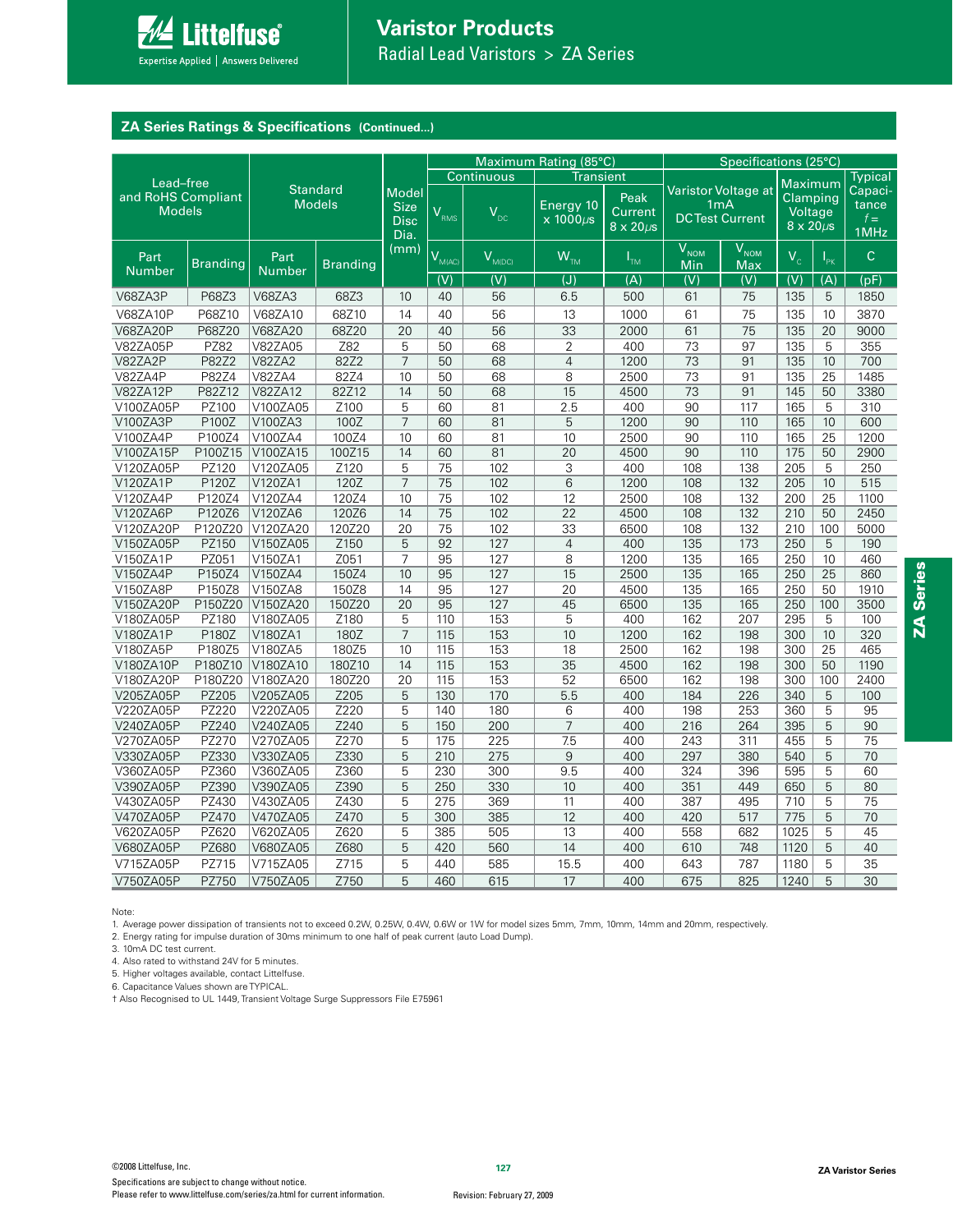## ZA Series Ratings & Specifications (Continued...)

| Lead–free and RoHS Compliant Models | | Standard Models | | Model Size Disc Dia. (mm) | Maximum Rating (85°C) | | | | Specifications (25°C) | | | | |
|---|---|---|---|---|---|---|---|---|---|---|---|---|---|
| | | | | | Continuous | | Transient | | Varistor Voltage at 1mA DC Test Current | | Maximum Clamping Voltage 8 x 20μs | | Typical Capacitance f = 1MHz |
| | | | | | $V_{RMS}$ | $V_{DC}$ | Energy 10 x 1000μs | Peak Current 8 x 20μs | | | | | |
| Part Number | Branding | Part Number | Branding | | $V_{M(AC)}$ | $V_{M(DC)}$ | $W_{TM}$ | $I_{TM}$ | $V_{NOM}$ Min | $V_{NOM}$ Max | $V_C$ | $I_{PK}$ | C |
| | | | | | (V) | (V) | (J) | (A) | (V) | (V) | (V) | (A) | (pF) |
| V68ZA3P | P68Z3 | V68ZA3 | 68Z3 | 10 | 40 | 56 | 6.5 | 500 | 61 | 75 | 135 | 5 | 1850 |
| V68ZA10P | P68Z10 | V68ZA10 | 68Z10 | 14 | 40 | 56 | 13 | 1000 | 61 | 75 | 135 | 10 | 3870 |
| V68ZA20P | P68Z20 | V68ZA20 | 68Z20 | 20 | 40 | 56 | 33 | 2000 | 61 | 75 | 135 | 20 | 9000 |
| V82ZA05P | PZ82 | V82ZA05 | Z82 | 5 | 50 | 68 | 2 | 400 | 73 | 97 | 135 | 5 | 355 |
| V82ZA2P | P82Z2 | V82ZA2 | 82Z2 | 7 | 50 | 68 | 4 | 1200 | 73 | 91 | 135 | 10 | 700 |
| V82ZA4P | P82Z4 | V82ZA4 | 82Z4 | 10 | 50 | 68 | 8 | 2500 | 73 | 91 | 135 | 25 | 1485 |
| V82ZA12P | P82Z12 | V82ZA12 | 82Z12 | 14 | 50 | 68 | 15 | 4500 | 73 | 91 | 145 | 50 | 3380 |
| V100ZA05P | PZ100 | V100ZA05 | Z100 | 5 | 60 | 81 | 2.5 | 400 | 90 | 117 | 165 | 5 | 310 |
| V100ZA3P | P100Z | V100ZA3 | 100Z | 7 | 60 | 81 | 5 | 1200 | 90 | 110 | 165 | 10 | 600 |
| V100ZA4P | P100Z4 | V100ZA4 | 100Z4 | 10 | 60 | 81 | 10 | 2500 | 90 | 110 | 165 | 25 | 1200 |
| V100ZA15P | P100Z15 | V100ZA15 | 100Z15 | 14 | 60 | 81 | 20 | 4500 | 90 | 110 | 175 | 50 | 2900 |
| V120ZA05P | PZ120 | V120ZA05 | Z120 | 5 | 75 | 102 | 3 | 400 | 108 | 138 | 205 | 5 | 250 |
| V120ZA1P | P120Z | V120ZA1 | 120Z | 7 | 75 | 102 | 6 | 1200 | 108 | 132 | 205 | 10 | 515 |
| V120ZA4P | P120Z4 | V120ZA4 | 120Z4 | 10 | 75 | 102 | 12 | 2500 | 108 | 132 | 200 | 25 | 1100 |
| V120ZA6P | P120Z6 | V120ZA6 | 120Z6 | 14 | 75 | 102 | 22 | 4500 | 108 | 132 | 210 | 50 | 2450 |
| V120ZA20P | P120Z20 | V120ZA20 | 120Z20 | 20 | 75 | 102 | 33 | 6500 | 108 | 132 | 210 | 100 | 5000 |
| V150ZA05P | PZ150 | V150ZA05 | Z150 | 5 | 92 | 127 | 4 | 400 | 135 | 173 | 250 | 5 | 190 |
| V150ZA1P | PZ051 | V150ZA1 | Z051 | 7 | 95 | 127 | 8 | 1200 | 135 | 165 | 250 | 10 | 460 |
| V150ZA4P | P150Z4 | V150ZA4 | 150Z4 | 10 | 95 | 127 | 15 | 2500 | 135 | 165 | 250 | 25 | 860 |
| V150ZA8P | P150Z8 | V150ZA8 | 150Z8 | 14 | 95 | 127 | 20 | 4500 | 135 | 165 | 250 | 50 | 1910 |
| V150ZA20P | P150Z20 | V150ZA20 | 150Z20 | 20 | 95 | 127 | 45 | 6500 | 135 | 165 | 250 | 100 | 3500 |
| V180ZA05P | PZ180 | V180ZA05 | Z180 | 5 | 110 | 153 | 5 | 400 | 162 | 207 | 295 | 5 | 100 |
| V180ZA1P | P180Z | V180ZA1 | 180Z | 7 | 115 | 153 | 10 | 1200 | 162 | 198 | 300 | 10 | 320 |
| V180ZA5P | P180Z5 | V180ZA5 | 180Z5 | 10 | 115 | 153 | 18 | 2500 | 162 | 198 | 300 | 25 | 465 |
| V180ZA10P | P180Z10 | V180ZA10 | 180Z10 | 14 | 115 | 153 | 35 | 4500 | 162 | 198 | 300 | 50 | 1190 |
| V180ZA20P | P180Z20 | V180ZA20 | 180Z20 | 20 | 115 | 153 | 52 | 6500 | 162 | 198 | 300 | 100 | 2400 |
| V205ZA05P | PZ205 | V205ZA05 | Z205 | 5 | 130 | 170 | 5.5 | 400 | 184 | 226 | 340 | 5 | 100 |
| V220ZA05P | PZ220 | V220ZA05 | Z220 | 5 | 140 | 180 | 6 | 400 | 198 | 253 | 360 | 5 | 95 |
| V240ZA05P | PZ240 | V240ZA05 | Z240 | 5 | 150 | 200 | 7 | 400 | 216 | 264 | 395 | 5 | 90 |
| V270ZA05P | PZ270 | V270ZA05 | Z270 | 5 | 175 | 225 | 7.5 | 400 | 243 | 311 | 455 | 5 | 75 |
| V330ZA05P | PZ330 | V330ZA05 | Z330 | 5 | 210 | 275 | 9 | 400 | 297 | 380 | 540 | 5 | 70 |
| V360ZA05P | PZ360 | V360ZA05 | Z360 | 5 | 230 | 300 | 9.5 | 400 | 324 | 396 | 595 | 5 | 60 |
| V390ZA05P | PZ390 | V390ZA05 | Z390 | 5 | 250 | 330 | 10 | 400 | 351 | 449 | 650 | 5 | 80 |
| V430ZA05P | PZ430 | V430ZA05 | Z430 | 5 | 275 | 369 | 11 | 400 | 387 | 495 | 710 | 5 | 75 |
| V470ZA05P | PZ470 | V470ZA05 | Z470 | 5 | 300 | 385 | 12 | 400 | 420 | 517 | 775 | 5 | 70 |
| V620ZA05P | PZ620 | V620ZA05 | Z620 | 5 | 385 | 505 | 13 | 400 | 558 | 682 | 1025 | 5 | 45 |
| V680ZA05P | PZ680 | V680ZA05 | Z680 | 5 | 420 | 560 | 14 | 400 | 610 | 748 | 1120 | 5 | 40 |
| V715ZA05P | PZ715 | V715ZA05 | Z715 | 5 | 440 | 585 | 15.5 | 400 | 643 | 787 | 1180 | 5 | 35 |
| V750ZA05P | PZ750 | V750ZA05 | Z750 | 5 | 460 | 615 | 17 | 400 | 675 | 825 | 1240 | 5 | 30 |

Note:

1. Average power dissipation of transients not to exceed 0.2W, 0.25W, 0.4W, 0.6W or 1W for model sizes 5mm, 7mm, 10mm, 14mm and 20mm, respectively.
2. Energy rating for impulse duration of 30ms minimum to one half of peak current (auto Load Dump).
3. 10mA DC test current.
4. Also rated to withstand 24V for 5 minutes.
5. Higher voltages available, contact Littelfuse.
6. Capacitance Values shown are TYPICAL.

† Also Recognised to UL 1449, Transient Voltage Surge Suppressors File E75961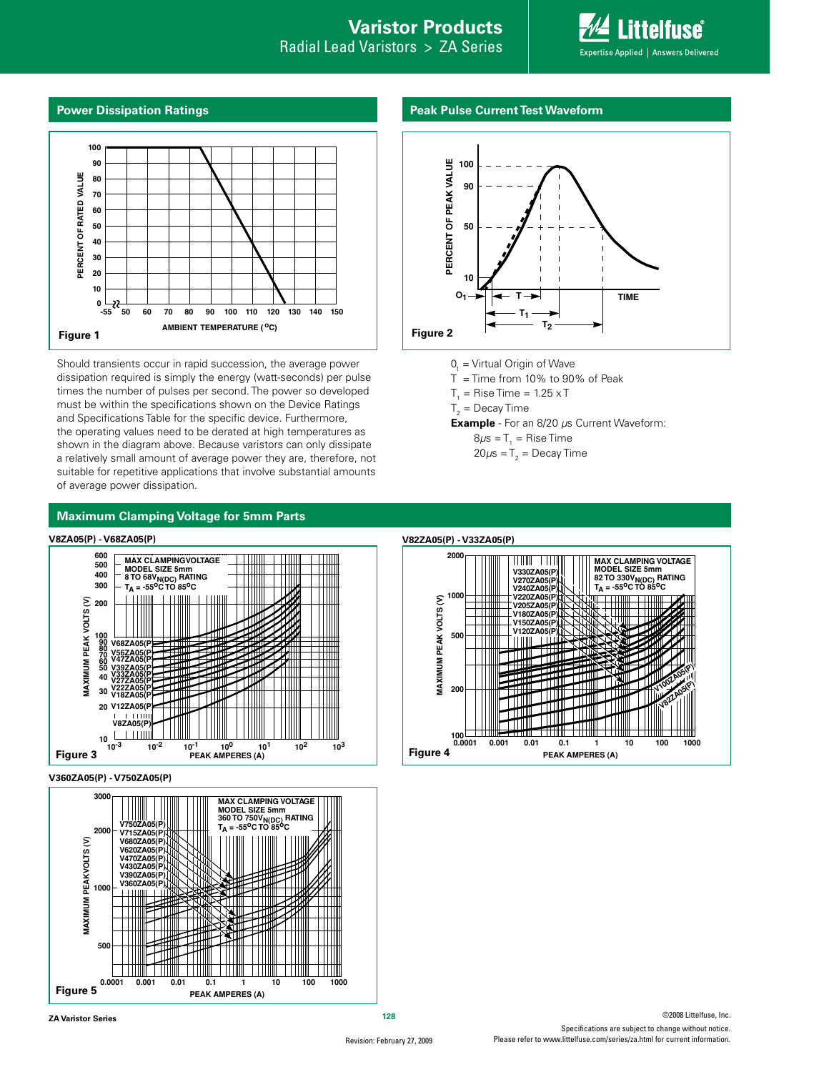## Power Dissipation Ratings

Figure 1

Should transients occur in rapid succession, the average power dissipation required is simply the energy (watt-seconds) per pulse times the number of pulses per second. The power so developed must be within the specifications shown on the Device Ratings and Specifications Table for the specific device. Furthermore, the operating values need to be derated at high temperatures as shown in the diagram above. Because varistors can only dissipate a relatively small amount of average power they are, therefore, not suitable for repetitive applications that involve substantial amounts of average power dissipation.

## Peak Pulse Current Test Waveform

Figure 2

$0_1$ = Virtual Origin of Wave

T = Time from 10% to 90% of Peak

$T_1$ = Rise Time = 1.25 x T

$T_2$ = Decay Time

**Example** - For an 8/20 $\mu$s Current Waveform:

8$\mu$s = $T_1$ = Rise Time

20$\mu$s = $T_2$ = Decay Time

## Maximum Clamping Voltage for 5mm Parts

**V8ZA05(P) - V68ZA05(P)**

Figure 3

**V82ZA05(P) - V33ZA05(P)**

Figure 4

**V360ZA05(P) - V750ZA05(P)**

Figure 5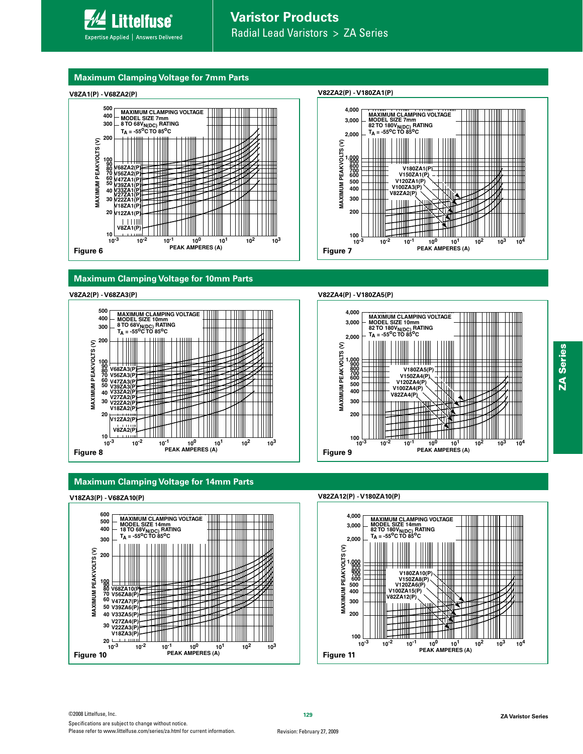## Maximum Clamping Voltage for 7mm Parts

**V8ZA1(P) - V68ZA2(P)**

MAXIMUM CLAMPING VOLTAGE
MODEL SIZE 7mm
8 TO 68$V_{N(DC)}$ RATING
$T_A$ = -55°C TO 85°C

Curves: V68ZA2(P), V56ZA2(P), V47ZA1(P), V39ZA1(P), V33ZA1(P), V27ZA1(P), V22ZA1(P), V18ZA1(P), V12ZA1(P), V8ZA1(P)

MAXIMUM PEAKVOLTS (V) vs. PEAK AMPERES (A)

**Figure 6**

**V82ZA2(P) - V180ZA1(P)**

MAXIMUM CLAMPING VOLTAGE
MODEL SIZE 7mm
82 TO 180$V_{N(DC)}$ RATING
$T_A$ = -55°C TO 85°C

Curves: V180ZA1(P), V150ZA1(P), V120ZA1(P), V100ZA3(P), V82ZA2(P)

MAXIMUM PEAKVOLTS (V) vs. PEAK AMPERES (A)

**Figure 7**

## Maximum Clamping Voltage for 10mm Parts

**V8ZA2(P) - V68ZA3(P)**

MAXIMUM CLAMPING VOLTAGE
MODEL SIZE 10mm
8 TO 68$V_{N(DC)}$ RATING
$T_A$ = -55°C TO 85°C

Curves: V68ZA3(P), V56ZA3(P), V47ZA3(P), V39ZA3(P), V33ZA2(P), V27ZA2(P), V22ZA2(P), V18ZA2(P), V12ZA2(P), V8ZA2(P)

MAXIMUM PEAKVOLTS (V) vs. PEAK AMPERES (A)

**Figure 8**

**V82ZA4(P) - V180ZA5(P)**

MAXIMUM CLAMPING VOLTAGE
MODEL SIZE 10mm
82 TO 180$V_{N(DC)}$ RATING
$T_A$ = -55°C TO 85°C

Curves: V180ZA5(P), V150ZA4(P), V120ZA4(P), V100ZA4(P), V82ZA4(P)

MAXIMUM PEAK VOLTS (V) vs. PEAK AMPERES (A)

**Figure 9**

## Maximum Clamping Voltage for 14mm Parts

**V18ZA3(P) - V68ZA10(P)**

MAXIMUM CLAMPING VOLTAGE
MODEL SIZE 14mm
18 TO 68$V_{N(DC)}$ RATING
$T_A$ = -55°C TO 85°C

Curves: V68ZA10(P), V56ZA8(P), V47ZA7(P), V39ZA6(P), V33ZA5(P), V27ZA4(P), V22ZA3(P), V18ZA3(P)

MAXIMUM PEAKVOLTS (V) vs. PEAK AMPERES (A)

**Figure 10**

**V82ZA12(P) - V180ZA10(P)**

MAXIMUM CLAMPING VOLTAGE
MODEL SIZE 14mm
82 TO 180$V_{N(DC)}$ RATING
$T_A$ = -55°C TO 85°C

Curves: V180ZA10(P), V150ZA8(P), V120ZA6(P), V100ZA15(P), V82ZA12(P)

MAXIMUM PEAKVOLTS (V) vs. PEAK AMPERES (A)

**Figure 11**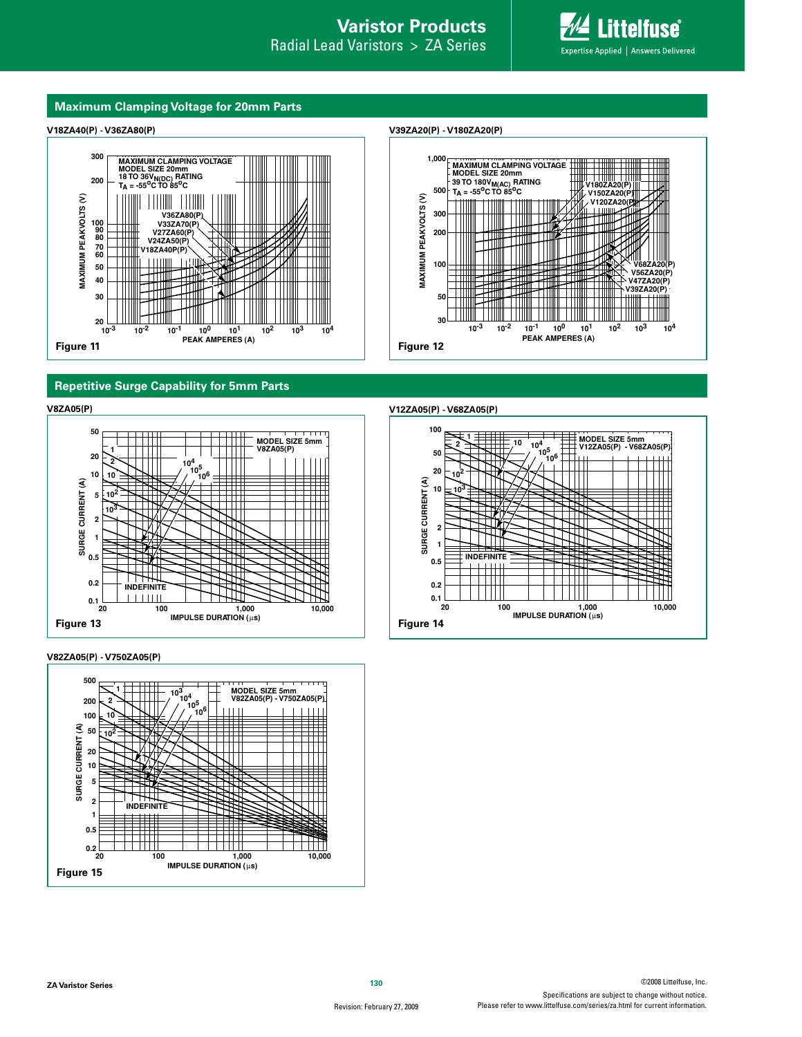## Maximum Clamping Voltage for 20mm Parts

**V18ZA40(P) - V36ZA80(P)**

MAXIMUM CLAMPING VOLTAGE
MODEL SIZE 20mm
18 TO 36$V_{N(DC)}$ RATING
$T_A$ = -55°C TO 85°C

V36ZA80(P)
V33ZA70(P)
V27ZA60(P)
V24ZA50(P)
V18ZA40P(P)

MAXIMUM PEAKVOLTS (V)

PEAK AMPERES (A)

Figure 11

**V39ZA20(P) - V180ZA20(P)**

MAXIMUM CLAMPING VOLTAGE
MODEL SIZE 20mm
39 TO 180$V_{M(AC)}$ RATING
$T_A$ = -55°C TO 85°C

V180ZA20(P)
V150ZA20(P)
V120ZA20(P)
V68ZA20(P)
V56ZA20(P)
V47ZA20(P)
V39ZA20(P)

MAXIMUM PEAKVOLTS (V)

PEAK AMPERES (A)

Figure 12

## Repetitive Surge Capability for 5mm Parts

**V8ZA05(P)**

MODEL SIZE 5mm
V8ZA05(P)

SURGE CURRENT (A)

IMPULSE DURATION (µs)

INDEFINITE

Figure 13

**V12ZA05(P) - V68ZA05(P)**

MODEL SIZE 5mm
V12ZA05(P) - V68ZA05(P)

SURGE CURRENT (A)

IMPULSE DURATION (µs)

INDEFINITE

Figure 14

**V82ZA05(P) - V750ZA05(P)**

MODEL SIZE 5mm
V82ZA05(P) - V750ZA05(P)

SURGE CURRENT (A)

IMPULSE DURATION (µs)

INDEFINITE

Figure 15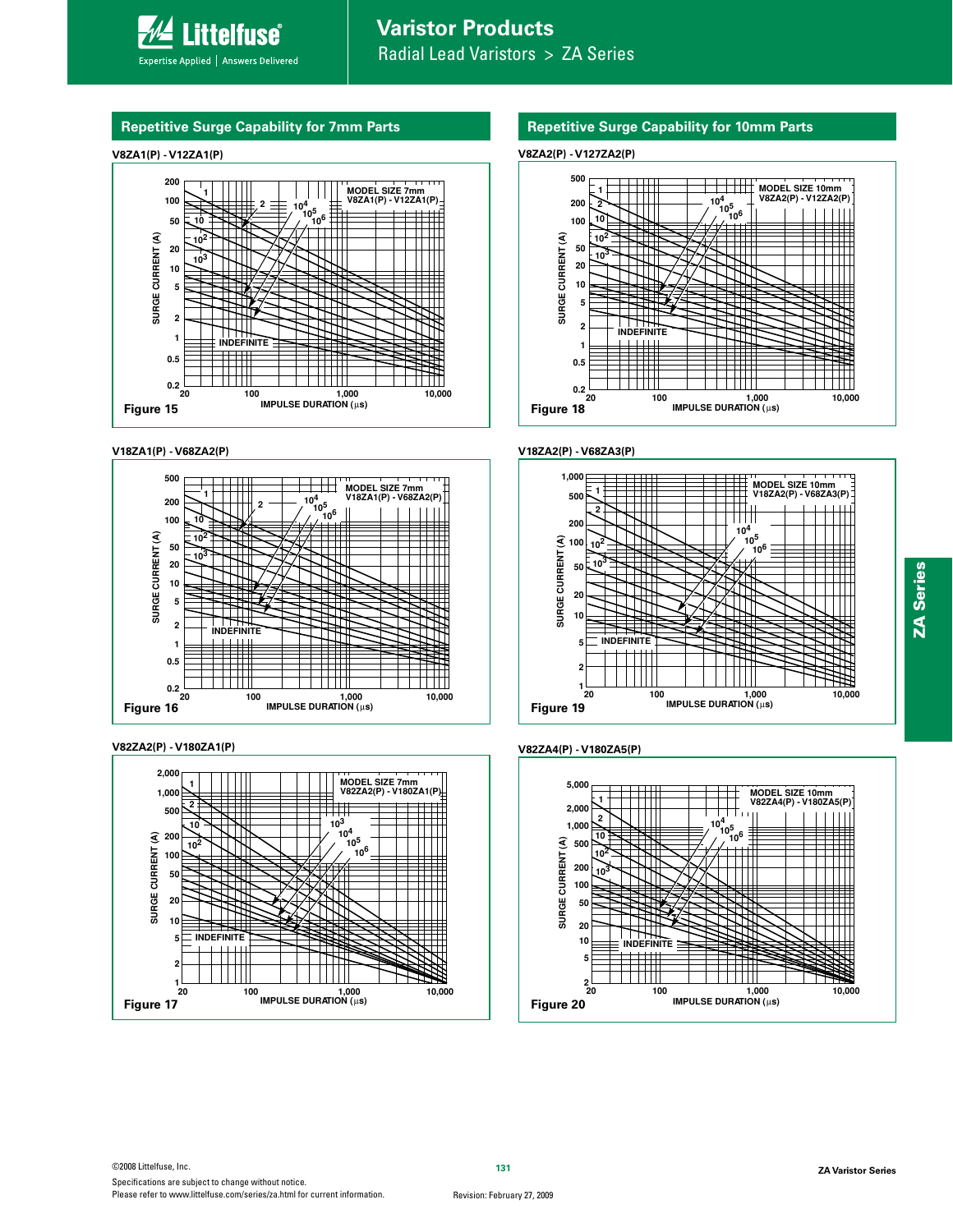## Repetitive Surge Capability for 7mm Parts

**V8ZA1(P) - V12ZA1(P)**

MODEL SIZE 7mm
V8ZA1(P) - V12ZA1(P)

SURGE CURRENT (A) vs. IMPULSE DURATION (μs)

Curves: 1, 2, 10, $10^2$, $10^3$, $10^4$, $10^5$, $10^6$, INDEFINITE

Figure 15

**V18ZA1(P) - V68ZA2(P)**

MODEL SIZE 7mm
V18ZA1(P) - V68ZA2(P)

SURGE CURRENT (A) vs. IMPULSE DURATION (μs)

Curves: 1, 2, 10, $10^2$, $10^3$, $10^4$, $10^5$, $10^6$, INDEFINITE

Figure 16

**V82ZA2(P) - V180ZA1(P)**

MODEL SIZE 7mm
V82ZA2(P) - V180ZA1(P)

SURGE CURRENT (A) vs. IMPULSE DURATION (μs)

Curves: 1, 2, 10, $10^2$, $10^3$, $10^4$, $10^5$, $10^6$, INDEFINITE

Figure 17

## Repetitive Surge Capability for 10mm Parts

**V8ZA2(P) - V127ZA2(P)**

MODEL SIZE 10mm
V8ZA2(P) - V12ZA2(P)

SURGE CURRENT (A) vs. IMPULSE DURATION (μs)

Curves: 1, 2, 10, $10^2$, $10^3$, $10^4$, $10^5$, $10^6$, INDEFINITE

Figure 18

**V18ZA2(P) - V68ZA3(P)**

MODEL SIZE 10mm
V18ZA2(P) - V68ZA3(P)

SURGE CURRENT (A) vs. IMPULSE DURATION (μs)

Curves: 1, 2, $10^2$, $10^3$, $10^4$, $10^5$, $10^6$, INDEFINITE

Figure 19

**V82ZA4(P) - V180ZA5(P)**

MODEL SIZE 10mm
V82ZA4(P) - V180ZA5(P)

SURGE CURRENT (A) vs. IMPULSE DURATION (μs)

Curves: 1, 2, 10, $10^2$, $10^3$, $10^4$, $10^5$, $10^6$, INDEFINITE

Figure 20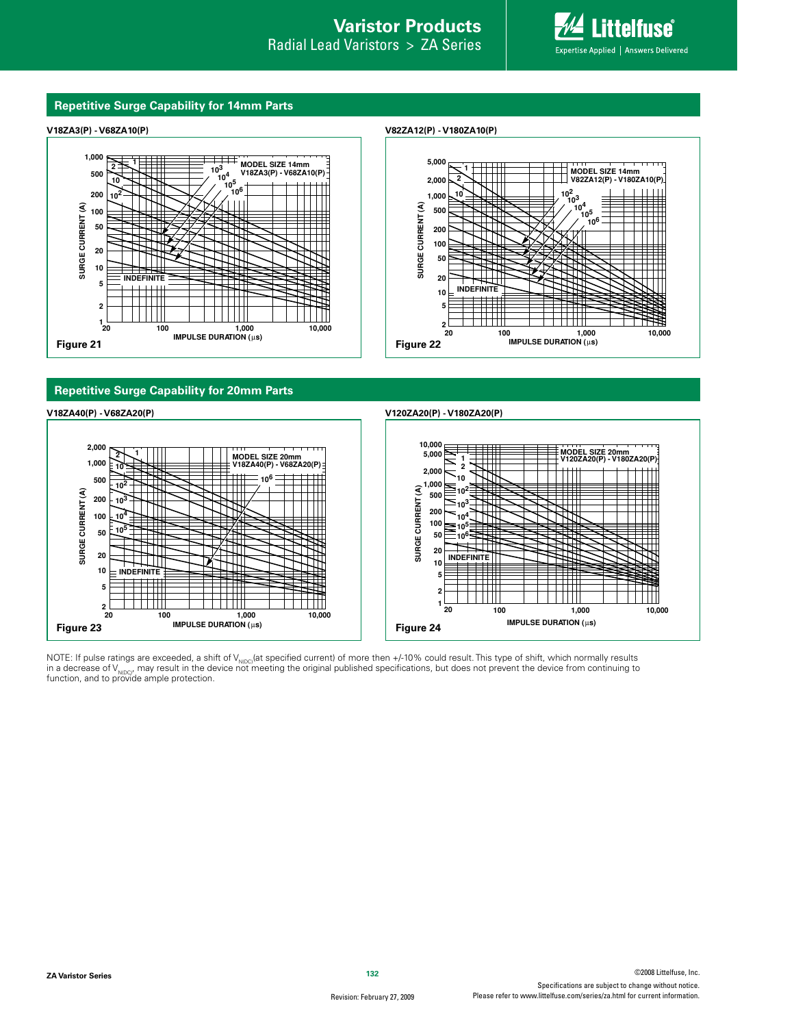## Repetitive Surge Capability for 14mm Parts

**V18ZA3(P) - V68ZA10(P)**

Figure 21

**V82ZA12(P) - V180ZA10(P)**

Figure 22

## Repetitive Surge Capability for 20mm Parts

**V18ZA40(P) - V68ZA20(P)**

Figure 23

**V120ZA20(P) - V180ZA20(P)**

Figure 24

NOTE: If pulse ratings are exceeded, a shift of $V_{N(DC)}$(at specified current) of more then +/-10% could result. This type of shift, which normally results in a decrease of $V_{N(DC)}$, may result in the device not meeting the original published specifications, but does not prevent the device from continuing to function, and to provide ample protection.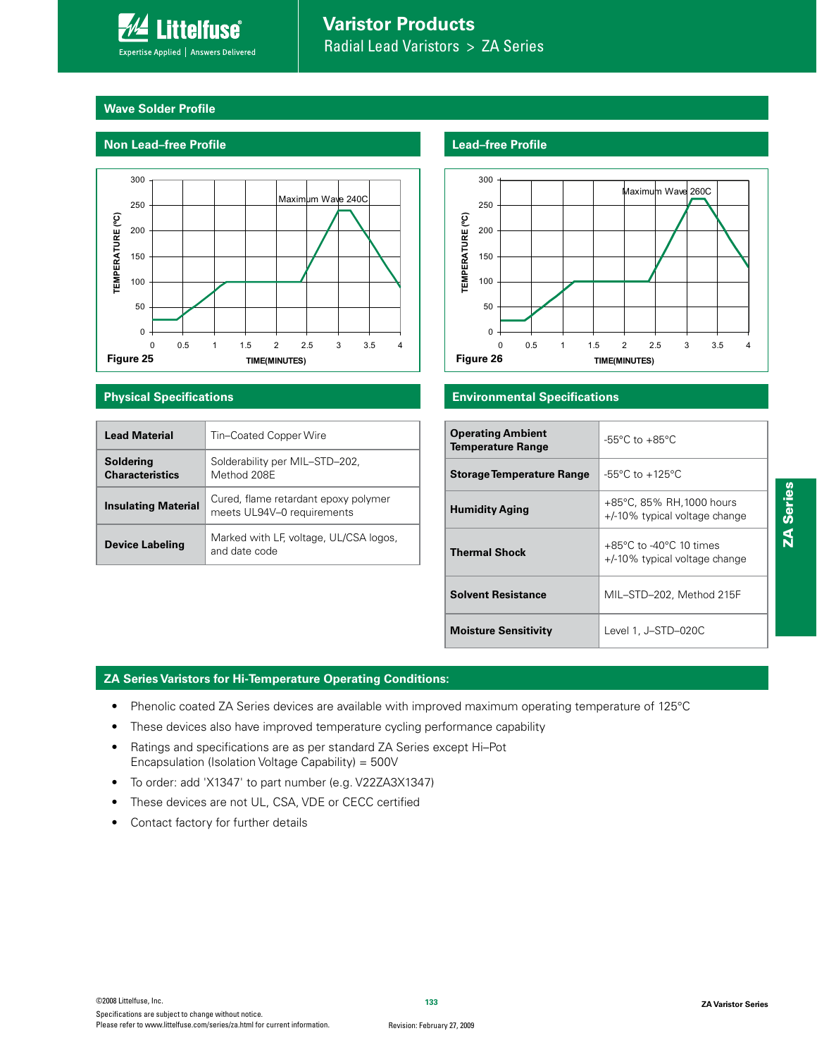## Wave Solder Profile

### Non Lead–free Profile

Figure 25

### Lead–free Profile

Figure 26

### Physical Specifications

| | |
|---|---|
| **Lead Material** | Tin–Coated Copper Wire |
| **Soldering Characteristics** | Solderability per MIL–STD–202, Method 208E |
| **Insulating Material** | Cured, flame retardant epoxy polymer meets UL94V–0 requirements |
| **Device Labeling** | Marked with LF, voltage, UL/CSA logos, and date code |

### Environmental Specifications

| | |
|---|---|
| **Operating Ambient Temperature Range** | -55°C to +85°C |
| **Storage Temperature Range** | -55°C to +125°C |
| **Humidity Aging** | +85°C, 85% RH,1000 hours +/-10% typical voltage change |
| **Thermal Shock** | +85°C to -40°C 10 times +/-10% typical voltage change |
| **Solvent Resistance** | MIL–STD–202, Method 215F |
| **Moisture Sensitivity** | Level 1, J–STD–020C |

### ZA Series Varistors for Hi-Temperature Operating Conditions:

- Phenolic coated ZA Series devices are available with improved maximum operating temperature of 125°C
- These devices also have improved temperature cycling performance capability
- Ratings and specifications are as per standard ZA Series except Hi–Pot Encapsulation (Isolation Voltage Capability) = 500V
- To order: add 'X1347' to part number (e.g. V22ZA3X1347)
- These devices are not UL, CSA, VDE or CECC certified
- Contact factory for further details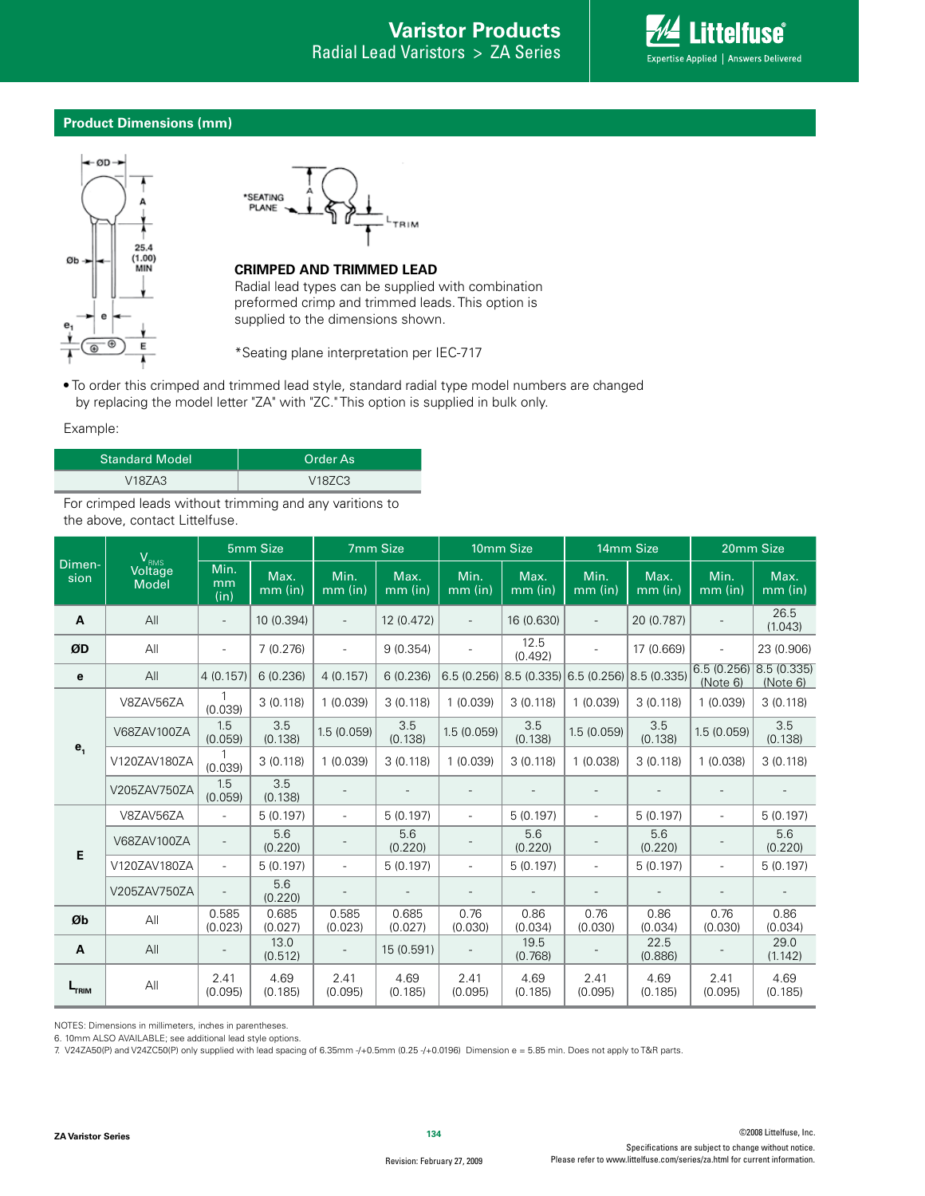## Product Dimensions (mm)

*SEATING PLANE

**CRIMPED AND TRIMMED LEAD**

Radial lead types can be supplied with combination preformed crimp and trimmed leads. This option is supplied to the dimensions shown.

*Seating plane interpretation per IEC-717

- To order this crimped and trimmed lead style, standard radial type model numbers are changed by replacing the model letter "ZA" with "ZC." This option is supplied in bulk only.

Example:

| Standard Model | Order As |
|---|---|
| V18ZA3 | V18ZC3 |

For crimped leads without trimming and any varitions to the above, contact Littelfuse.

| Dimen-sion | $V_{RMS}$ Voltage Model | 5mm Size | | 7mm Size | | 10mm Size | | 14mm Size | | 20mm Size | |
|---|---|---|---|---|---|---|---|---|---|---|---|
| | | Min. mm (in) | Max. mm (in) | Min. mm (in) | Max. mm (in) | Min. mm (in) | Max. mm (in) | Min. mm (in) | Max. mm (in) | Min. mm (in) | Max. mm (in) |
| A | All | - | 10 (0.394) | - | 12 (0.472) | - | 16 (0.630) | - | 20 (0.787) | - | 26.5 (1.043) |
| ØD | All | - | 7 (0.276) | - | 9 (0.354) | - | 12.5 (0.492) | - | 17 (0.669) | - | 23 (0.906) |
| e | All | 4 (0.157) | 6 (0.236) | 4 (0.157) | 6 (0.236) | 6.5 (0.256) | 8.5 (0.335) | 6.5 (0.256) | 8.5 (0.335) | 6.5 (0.256) (Note 6) | 8.5 (0.335) (Note 6) |
| $e_1$ | V8ZAV56ZA | 1 (0.039) | 3 (0.118) | 1 (0.039) | 3 (0.118) | 1 (0.039) | 3 (0.118) | 1 (0.039) | 3 (0.118) | 1 (0.039) | 3 (0.118) |
| | V68ZAV100ZA | 1.5 (0.059) | 3.5 (0.138) | 1.5 (0.059) | 3.5 (0.138) | 1.5 (0.059) | 3.5 (0.138) | 1.5 (0.059) | 3.5 (0.138) | 1.5 (0.059) | 3.5 (0.138) |
| | V120ZAV180ZA | 1 (0.039) | 3 (0.118) | 1 (0.039) | 3 (0.118) | 1 (0.039) | 3 (0.118) | 1 (0.038) | 3 (0.118) | 1 (0.038) | 3 (0.118) |
| | V205ZAV750ZA | 1.5 (0.059) | 3.5 (0.138) | - | - | - | - | - | - | - | - |
| E | V8ZAV56ZA | - | 5 (0.197) | - | 5 (0.197) | - | 5 (0.197) | - | 5 (0.197) | - | 5 (0.197) |
| | V68ZAV100ZA | - | 5.6 (0.220) | - | 5.6 (0.220) | - | 5.6 (0.220) | - | 5.6 (0.220) | - | 5.6 (0.220) |
| | V120ZAV180ZA | - | 5 (0.197) | - | 5 (0.197) | - | 5 (0.197) | - | 5 (0.197) | - | 5 (0.197) |
| | V205ZAV750ZA | - | 5.6 (0.220) | - | - | - | - | - | - | - | - |
| Øb | All | 0.585 (0.023) | 0.685 (0.027) | 0.585 (0.023) | 0.685 (0.027) | 0.76 (0.030) | 0.86 (0.034) | 0.76 (0.030) | 0.86 (0.034) | 0.76 (0.030) | 0.86 (0.034) |
| A | All | - | 13.0 (0.512) | - | 15 (0.591) | - | 19.5 (0.768) | - | 22.5 (0.886) | - | 29.0 (1.142) |
| $L_{TRIM}$ | All | 2.41 (0.095) | 4.69 (0.185) | 2.41 (0.095) | 4.69 (0.185) | 2.41 (0.095) | 4.69 (0.185) | 2.41 (0.095) | 4.69 (0.185) | 2.41 (0.095) | 4.69 (0.185) |

NOTES: Dimensions in millimeters, inches in parentheses.

6. 10mm ALSO AVAILABLE; see additional lead style options.

7. V24ZA50(P) and V24ZC50(P) only supplied with lead spacing of 6.35mm -/+0.5mm (0.25 -/+0.0196) Dimension e = 5.85 min. Does not apply to T&R parts.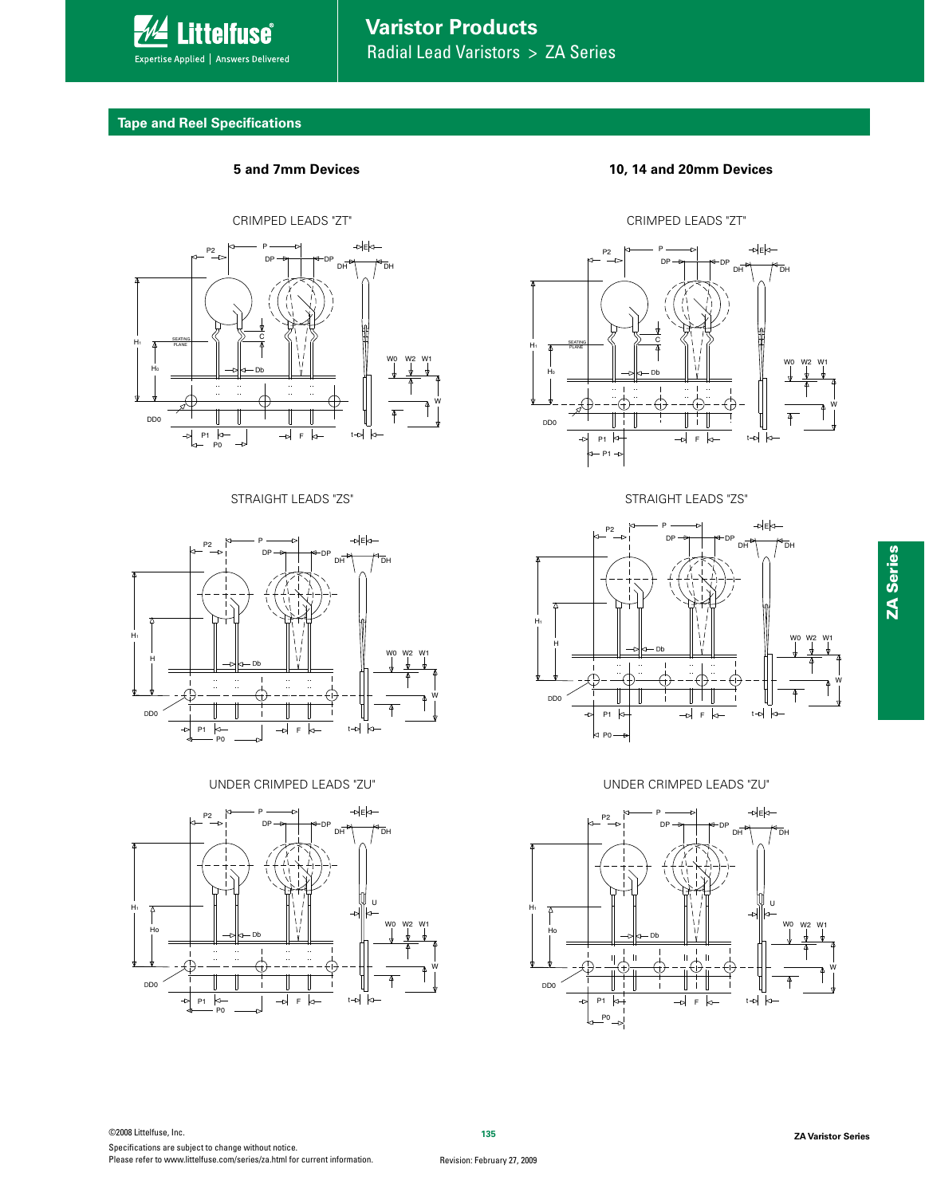## Tape and Reel Specifications

### 5 and 7mm Devices

CRIMPED LEADS "ZT"

STRAIGHT LEADS "ZS"

UNDER CRIMPED LEADS "ZU"

### 10, 14 and 20mm Devices

CRIMPED LEADS "ZT"

STRAIGHT LEADS "ZS"

UNDER CRIMPED LEADS "ZU"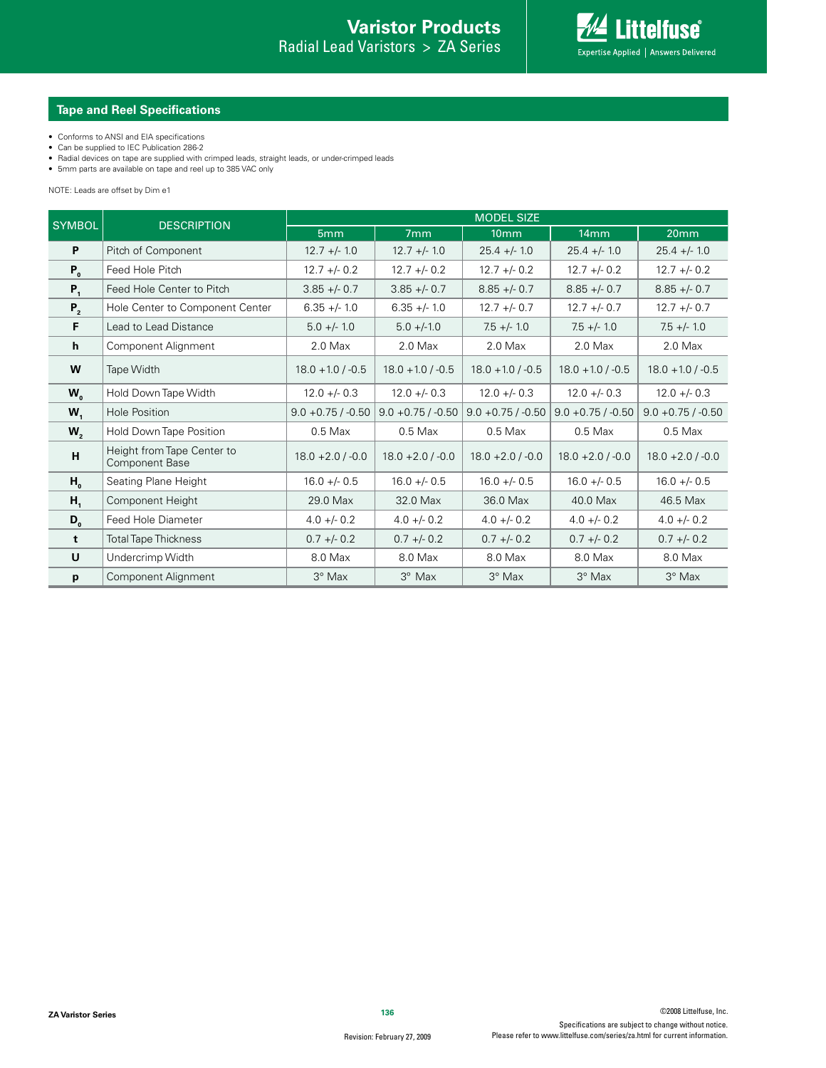## Tape and Reel Specifications

- Conforms to ANSI and EIA specifications
- Can be supplied to IEC Publication 286-2
- Radial devices on tape are supplied with crimped leads, straight leads, or under-crimped leads
- 5mm parts are available on tape and reel up to 385 VAC only

NOTE: Leads are offset by Dim e1

| SYMBOL | DESCRIPTION | MODEL SIZE | | | | |
|---|---|---|---|---|---|---|
| | | 5mm | 7mm | 10mm | 14mm | 20mm |
| **P** | Pitch of Component | 12.7 +/- 1.0 | 12.7 +/- 1.0 | 25.4 +/- 1.0 | 25.4 +/- 1.0 | 25.4 +/- 1.0 |
| **$P_0$** | Feed Hole Pitch | 12.7 +/- 0.2 | 12.7 +/- 0.2 | 12.7 +/- 0.2 | 12.7 +/- 0.2 | 12.7 +/- 0.2 |
| **$P_1$** | Feed Hole Center to Pitch | 3.85 +/- 0.7 | 3.85 +/- 0.7 | 8.85 +/- 0.7 | 8.85 +/- 0.7 | 8.85 +/- 0.7 |
| **$P_2$** | Hole Center to Component Center | 6.35 +/- 1.0 | 6.35 +/- 1.0 | 12.7 +/- 0.7 | 12.7 +/- 0.7 | 12.7 +/- 0.7 |
| **F** | Lead to Lead Distance | 5.0 +/- 1.0 | 5.0 +/-1.0 | 7.5 +/- 1.0 | 7.5 +/- 1.0 | 7.5 +/- 1.0 |
| **h** | Component Alignment | 2.0 Max | 2.0 Max | 2.0 Max | 2.0 Max | 2.0 Max |
| **W** | Tape Width | 18.0 +1.0 / -0.5 | 18.0 +1.0 / -0.5 | 18.0 +1.0 / -0.5 | 18.0 +1.0 / -0.5 | 18.0 +1.0 / -0.5 |
| **$W_0$** | Hold Down Tape Width | 12.0 +/- 0.3 | 12.0 +/- 0.3 | 12.0 +/- 0.3 | 12.0 +/- 0.3 | 12.0 +/- 0.3 |
| **$W_1$** | Hole Position | 9.0 +0.75 / -0.50 | 9.0 +0.75 / -0.50 | 9.0 +0.75 / -0.50 | 9.0 +0.75 / -0.50 | 9.0 +0.75 / -0.50 |
| **$W_2$** | Hold Down Tape Position | 0.5 Max | 0.5 Max | 0.5 Max | 0.5 Max | 0.5 Max |
| **H** | Height from Tape Center to Component Base | 18.0 +2.0 / -0.0 | 18.0 +2.0 / -0.0 | 18.0 +2.0 / -0.0 | 18.0 +2.0 / -0.0 | 18.0 +2.0 / -0.0 |
| **$H_0$** | Seating Plane Height | 16.0 +/- 0.5 | 16.0 +/- 0.5 | 16.0 +/- 0.5 | 16.0 +/- 0.5 | 16.0 +/- 0.5 |
| **$H_1$** | Component Height | 29.0 Max | 32.0 Max | 36.0 Max | 40.0 Max | 46.5 Max |
| **$D_0$** | Feed Hole Diameter | 4.0 +/- 0.2 | 4.0 +/- 0.2 | 4.0 +/- 0.2 | 4.0 +/- 0.2 | 4.0 +/- 0.2 |
| **t** | Total Tape Thickness | 0.7 +/- 0.2 | 0.7 +/- 0.2 | 0.7 +/- 0.2 | 0.7 +/- 0.2 | 0.7 +/- 0.2 |
| **U** | Undercrimp Width | 8.0 Max | 8.0 Max | 8.0 Max | 8.0 Max | 8.0 Max |
| **p** | Component Alignment | 3° Max | 3° Max | 3° Max | 3° Max | 3° Max |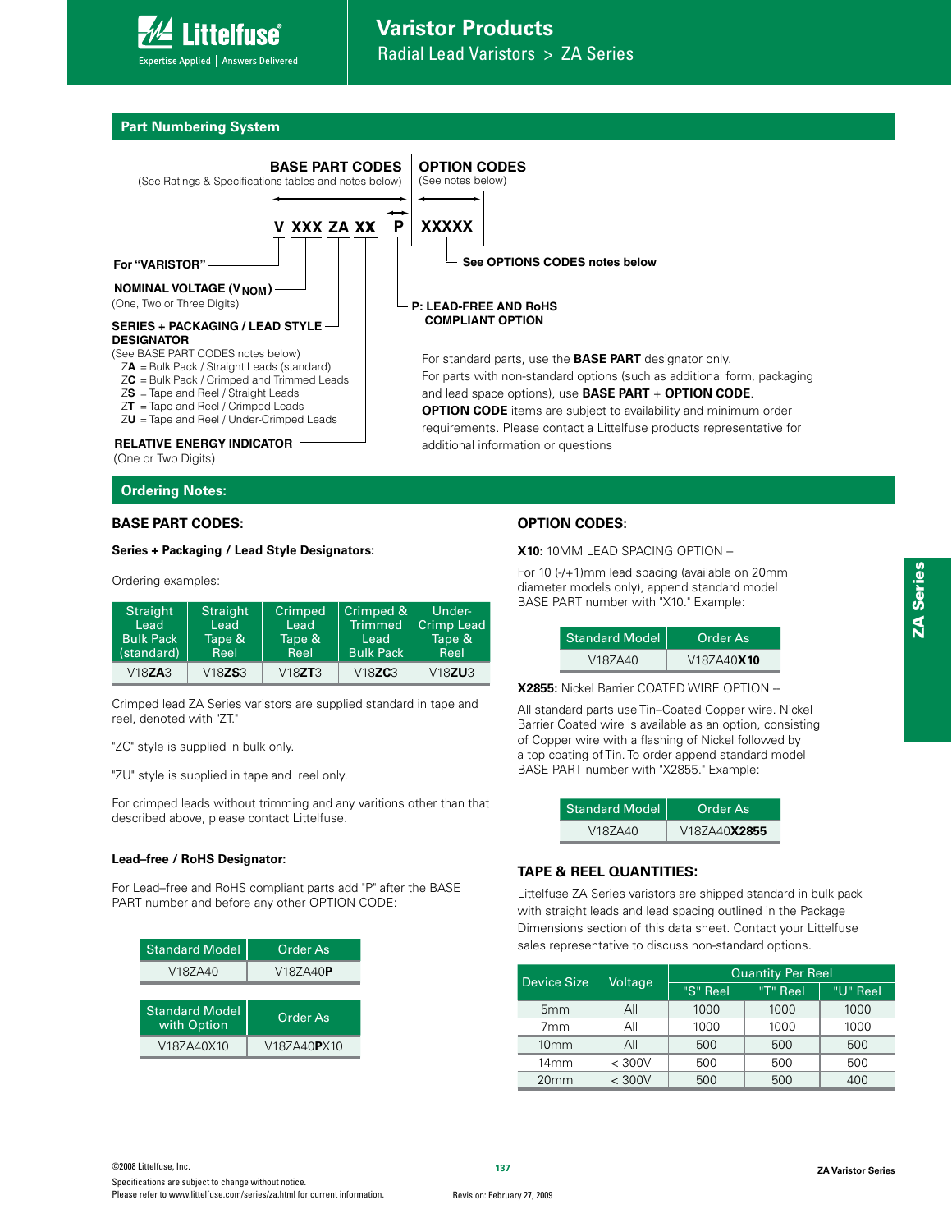## Part Numbering System

**BASE PART CODES**
(See Ratings & Specifications tables and notes below)

**OPTION CODES**
(See notes below)

**V XXX ZA XX | P | XXXXX**

**For "VARISTOR"**

**NOMINAL VOLTAGE ($V_{NOM}$)**
(One, Two or Three Digits)

**SERIES + PACKAGING / LEAD STYLE DESIGNATOR**
(See BASE PART CODES notes below)
- **ZA** = Bulk Pack / Straight Leads (standard)
- **ZC** = Bulk Pack / Crimped and Trimmed Leads
- **ZS** = Tape and Reel / Straight Leads
- **ZT** = Tape and Reel / Crimped Leads
- **ZU** = Tape and Reel / Under-Crimped Leads

**RELATIVE ENERGY INDICATOR**
(One or Two Digits)

**P: LEAD-FREE AND RoHS COMPLIANT OPTION**

**See OPTIONS CODES notes below**

For standard parts, use the **BASE PART** designator only.
For parts with non-standard options (such as additional form, packaging and lead space options), use **BASE PART** + **OPTION CODE**.
**OPTION CODE** items are subject to availability and minimum order requirements. Please contact a Littelfuse products representative for additional information or questions

## Ordering Notes:

### BASE PART CODES:

**Series + Packaging / Lead Style Designators:**

Ordering examples:

| Straight Lead Bulk Pack (standard) | Straight Lead Tape & Reel | Crimped Lead Tape & Reel | Crimped & Trimmed Lead Bulk Pack | Under-Crimp Lead Tape & Reel |
|---|---|---|---|---|
| V18**ZA**3 | V18**ZS**3 | V18**ZT**3 | V18**ZC**3 | V18**ZU**3 |

Crimped lead ZA Series varistors are supplied standard in tape and reel, denoted with "ZT."

"ZC" style is supplied in bulk only.

"ZU" style is supplied in tape and reel only.

For crimped leads without trimming and any varitions other than that described above, please contact Littelfuse.

**Lead–free / RoHS Designator:**

For Lead–free and RoHS compliant parts add "P" after the BASE PART number and before any other OPTION CODE:

| Standard Model | Order As |
|---|---|
| V18ZA40 | V18ZA40**P** |

| Standard Model with Option | Order As |
|---|---|
| V18ZA40X10 | V18ZA40**P**X10 |

### OPTION CODES:

**X10:** 10MM LEAD SPACING OPTION –

For 10 (-/+1)mm lead spacing (available on 20mm diameter models only), append standard model BASE PART number with "X10." Example:

| Standard Model | Order As |
|---|---|
| V18ZA40 | V18ZA40**X10** |

**X2855:** Nickel Barrier COATED WIRE OPTION –

All standard parts use Tin–Coated Copper wire. Nickel Barrier Coated wire is available as an option, consisting of Copper wire with a flashing of Nickel followed by a top coating of Tin. To order append standard model BASE PART number with "X2855." Example:

| Standard Model | Order As |
|---|---|
| V18ZA40 | V18ZA40**X2855** |

### TAPE & REEL QUANTITIES:

Littelfuse ZA Series varistors are shipped standard in bulk pack with straight leads and lead spacing outlined in the Package Dimensions section of this data sheet. Contact your Littelfuse sales representative to discuss non-standard options.

| Device Size | Voltage | Quantity Per Reel | | |
|---|---|---|---|---|
| | | "S" Reel | "T" Reel | "U" Reel |
| 5mm | All | 1000 | 1000 | 1000 |
| 7mm | All | 1000 | 1000 | 1000 |
| 10mm | All | 500 | 500 | 500 |
| 14mm | < 300V | 500 | 500 | 500 |
| 20mm | < 300V | 500 | 500 | 400 |